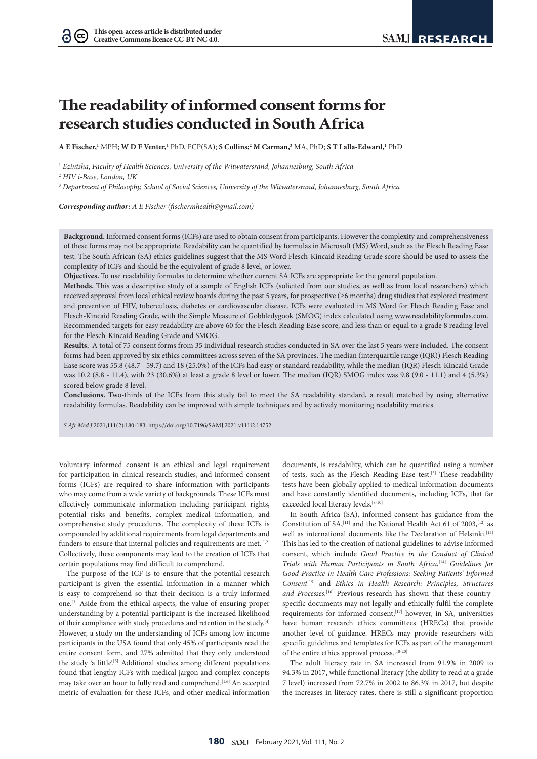# The readability of informed consent forms for research studies conducted in South Africa

**A E Fischer,**[1] MPH; **W D F Venter,**[1] PhD, FCP(SA); **S Collins;**[2] **M Carman,**[3] MA, PhD; **S T Lalla-Edward,**[1] PhD

[1] *Ezintsha, Faculty of Health Sciences, University of the Witwatersrand, Johannesburg, South Africa*

[2] *HIV i-Base, London, UK*

[3] *Department of Philosophy, School of Social Sciences, University of the Witwatersrand, Johannesburg, South Africa*

***Corresponding author:** A E Fischer (fischermhealth@gmail.com)*

**Background.** Informed consent forms (ICFs) are used to obtain consent from participants. However the complexity and comprehensiveness of these forms may not be appropriate. Readability can be quantified by formulas in Microsoft (MS) Word, such as the Flesch Reading Ease test. The South African (SA) ethics guidelines suggest that the MS Word Flesch-Kincaid Reading Grade score should be used to assess the complexity of ICFs and should be the equivalent of grade 8 level, or lower.

**Objectives.** To use readability formulas to determine whether current SA ICFs are appropriate for the general population.

**Methods.** This was a descriptive study of a sample of English ICFs (solicited from our studies, as well as from local researchers) which received approval from local ethical review boards during the past 5 years, for prospective (≥6 months) drug studies that explored treatment and prevention of HIV, tuberculosis, diabetes or cardiovascular disease. ICFs were evaluated in MS Word for Flesch Reading Ease and Flesch-Kincaid Reading Grade, with the Simple Measure of Gobbledygook (SMOG) index calculated using www.readabilityformulas.com. Recommended targets for easy readability are above 60 for the Flesch Reading Ease score, and less than or equal to a grade 8 reading level for the Flesch-Kincaid Reading Grade and SMOG.

**Results.** A total of 75 consent forms from 35 individual research studies conducted in SA over the last 5 years were included. The consent forms had been approved by six ethics committees across seven of the SA provinces. The median (interquartile range (IQR)) Flesch Reading Ease score was 55.8 (48.7 - 59.7) and 18 (25.0%) of the ICFs had easy or standard readability, while the median (IQR) Flesch-Kincaid Grade was 10.2 (8.8 - 11.4), with 23 (30.6%) at least a grade 8 level or lower. The median (IQR) SMOG index was 9.8 (9.0 - 11.1) and 4 (5.3%) scored below grade 8 level.

**Conclusions.** Two-thirds of the ICFs from this study fail to meet the SA readability standard, a result matched by using alternative readability formulas. Readability can be improved with simple techniques and by actively monitoring readability metrics.

*S Afr Med J* 2021;111(2):180-183. https://doi.org/10.7196/SAMJ.2021.v111i2.14752

Voluntary informed consent is an ethical and legal requirement for participation in clinical research studies, and informed consent forms (ICFs) are required to share information with participants who may come from a wide variety of backgrounds. These ICFs must effectively communicate information including participant rights, potential risks and benefits, complex medical information, and comprehensive study procedures. The complexity of these ICFs is compounded by additional requirements from legal departments and funders to ensure that internal policies and requirements are met.[1,2] Collectively, these components may lead to the creation of ICFs that certain populations may find difficult to comprehend.

The purpose of the ICF is to ensure that the potential research participant is given the essential information in a manner which is easy to comprehend so that their decision is a truly informed one.[3] Aside from the ethical aspects, the value of ensuring proper understanding by a potential participant is the increased likelihood of their compliance with study procedures and retention in the study.[4] However, a study on the understanding of ICFs among low-income participants in the USA found that only 45% of participants read the entire consent form, and 27% admitted that they only understood the study 'a little'.[5] Additional studies among different populations found that lengthy ICFs with medical jargon and complex concepts may take over an hour to fully read and comprehend.[1,6] An accepted metric of evaluation for these ICFs, and other medical information documents, is readability, which can be quantified using a number of tests, such as the Flesch Reading Ease test.[5] These readability tests have been globally applied to medical information documents and have constantly identified documents, including ICFs, that far exceeded local literacy levels.[8-10]

In South Africa (SA), informed consent has guidance from the Constitution of SA,[11] and the National Health Act 61 of 2003,[12] as well as international documents like the Declaration of Helsinki.[13] This has led to the creation of national guidelines to advise informed consent, which include *Good Practice in the Conduct of Clinical Trials with Human Participants in South Africa*,[14] *Guidelines for Good Practice in Health Care Professions: Seeking Patients' Informed Consent*[15] and *Ethics in Health Research: Principles, Structures and Processes*.[16] Previous research has shown that these country-specific documents may not legally and ethically fulfil the complete requirements for informed consent;[17] however, in SA, universities have human research ethics committees (HRECs) that provide another level of guidance. HRECs may provide researchers with specific guidelines and templates for ICFs as part of the management of the entire ethics approval process.[18-20]

The adult literacy rate in SA increased from 91.9% in 2009 to 94.3% in 2017, while functional literacy (the ability to read at a grade 7 level) increased from 72.7% in 2002 to 86.3% in 2017, but despite the increases in literacy rates, there is still a significant proportion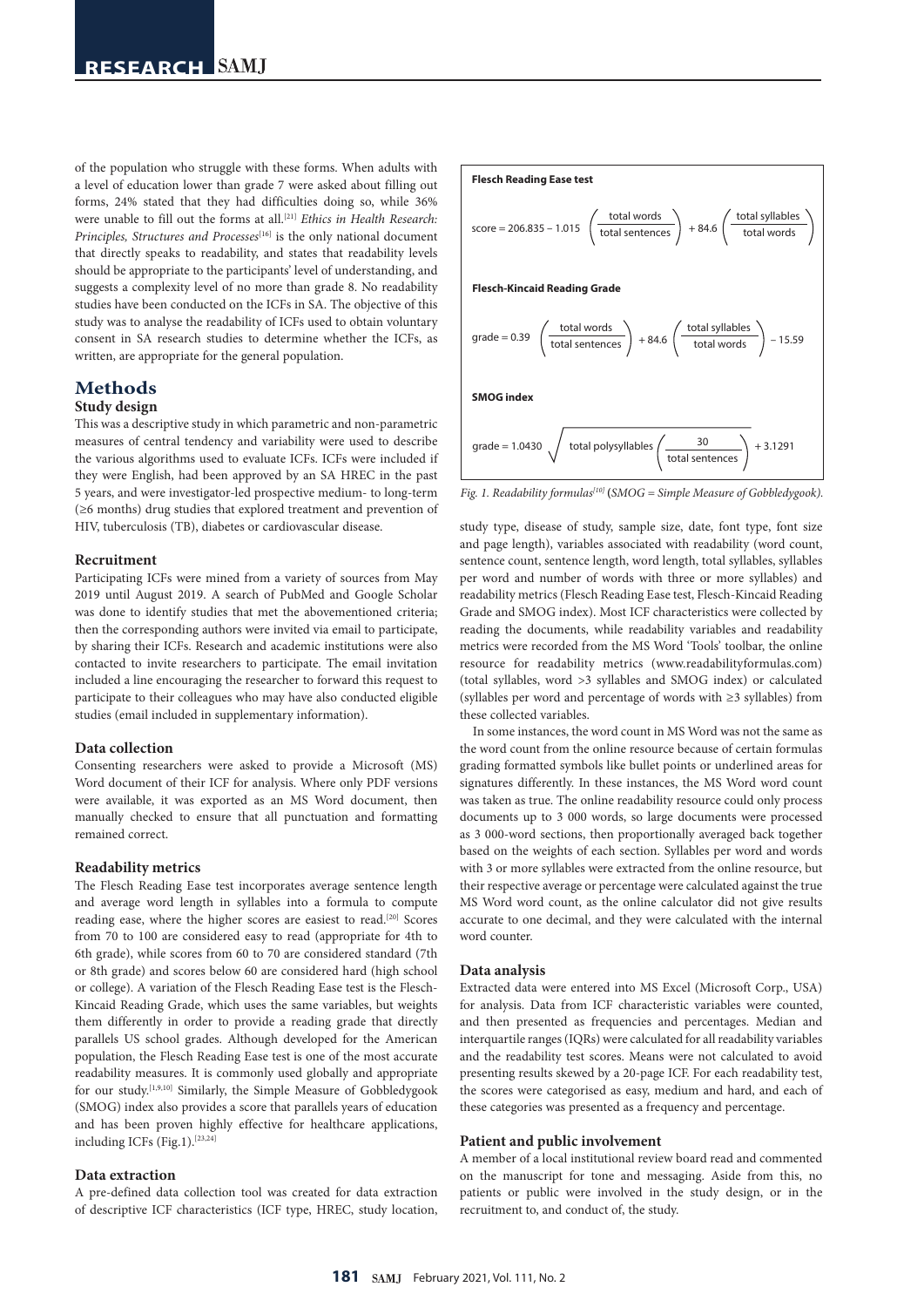of the population who struggle with these forms. When adults with a level of education lower than grade 7 were asked about filling out forms, 24% stated that they had difficulties doing so, while 36% were unable to fill out the forms at all.[21] *Ethics in Health Research: Principles, Structures and Processes*[16] is the only national document that directly speaks to readability, and states that readability levels should be appropriate to the participants' level of understanding, and suggests a complexity level of no more than grade 8. No readability studies have been conducted on the ICFs in SA. The objective of this study was to analyse the readability of ICFs used to obtain voluntary consent in SA research studies to determine whether the ICFs, as written, are appropriate for the general population.

## Methods

### Study design

This was a descriptive study in which parametric and non-parametric measures of central tendency and variability were used to describe the various algorithms used to evaluate ICFs. ICFs were included if they were English, had been approved by an SA HREC in the past 5 years, and were investigator-led prospective medium- to long-term (≥6 months) drug studies that explored treatment and prevention of HIV, tuberculosis (TB), diabetes or cardiovascular disease.

### Recruitment

Participating ICFs were mined from a variety of sources from May 2019 until August 2019. A search of PubMed and Google Scholar was done to identify studies that met the abovementioned criteria; then the corresponding authors were invited via email to participate, by sharing their ICFs. Research and academic institutions were also contacted to invite researchers to participate. The email invitation included a line encouraging the researcher to forward this request to participate to their colleagues who may have also conducted eligible studies (email included in supplementary information).

### Data collection

Consenting researchers were asked to provide a Microsoft (MS) Word document of their ICF for analysis. Where only PDF versions were available, it was exported as an MS Word document, then manually checked to ensure that all punctuation and formatting remained correct.

### Readability metrics

The Flesch Reading Ease test incorporates average sentence length and average word length in syllables into a formula to compute reading ease, where the higher scores are easiest to read.[20] Scores from 70 to 100 are considered easy to read (appropriate for 4th to 6th grade), while scores from 60 to 70 are considered standard (7th or 8th grade) and scores below 60 are considered hard (high school or college). A variation of the Flesch Reading Ease test is the Flesch-Kincaid Reading Grade, which uses the same variables, but weights them differently in order to provide a reading grade that directly parallels US school grades. Although developed for the American population, the Flesch Reading Ease test is one of the most accurate readability measures. It is commonly used globally and appropriate for our study.[1,9,10] Similarly, the Simple Measure of Gobbledygook (SMOG) index also provides a score that parallels years of education and has been proven highly effective for healthcare applications, including ICFs (Fig.1).[23,24]

**Flesch Reading Ease test**

$$\text{score} = 206.835 - 1.015\left(\frac{\text{total words}}{\text{total sentences}}\right) + 84.6\left(\frac{\text{total syllables}}{\text{total words}}\right)$$

**Flesch-Kincaid Reading Grade**

$$\text{grade} = 0.39\left(\frac{\text{total words}}{\text{total sentences}}\right) + 84.6\left(\frac{\text{total syllables}}{\text{total words}}\right) - 15.59$$

**SMOG index**

$$\text{grade} = 1.0430\sqrt{\text{total polysyllables}\left(\frac{30}{\text{total sentences}}\right)} + 3.1291$$

*Fig. 1. Readability formulas[10] (SMOG = Simple Measure of Gobbledygook).*

### Data extraction

A pre-defined data collection tool was created for data extraction of descriptive ICF characteristics (ICF type, HREC, study location, study type, disease of study, sample size, date, font type, font size and page length), variables associated with readability (word count, sentence count, sentence length, word length, total syllables, syllables per word and number of words with three or more syllables) and readability metrics (Flesch Reading Ease test, Flesch-Kincaid Reading Grade and SMOG index). Most ICF characteristics were collected by reading the documents, while readability variables and readability metrics were recorded from the MS Word 'Tools' toolbar, the online resource for readability metrics (www.readabilityformulas.com) (total syllables, word >3 syllables and SMOG index) or calculated (syllables per word and percentage of words with ≥3 syllables) from these collected variables.

In some instances, the word count in MS Word was not the same as the word count from the online resource because of certain formulas grading formatted symbols like bullet points or underlined areas for signatures differently. In these instances, the MS Word word count was taken as true. The online readability resource could only process documents up to 3 000 words, so large documents were processed as 3 000-word sections, then proportionally averaged back together based on the weights of each section. Syllables per word and words with 3 or more syllables were extracted from the online resource, but their respective average or percentage were calculated against the true MS Word word count, as the online calculator did not give results accurate to one decimal, and they were calculated with the internal word counter.

### Data analysis

Extracted data were entered into MS Excel (Microsoft Corp., USA) for analysis. Data from ICF characteristic variables were counted, and then presented as frequencies and percentages. Median and interquartile ranges (IQRs) were calculated for all readability variables and the readability test scores. Means were not calculated to avoid presenting results skewed by a 20-page ICF. For each readability test, the scores were categorised as easy, medium and hard, and each of these categories was presented as a frequency and percentage.

### Patient and public involvement

A member of a local institutional review board read and commented on the manuscript for tone and messaging. Aside from this, no patients or public were involved in the study design, or in the recruitment to, and conduct of, the study.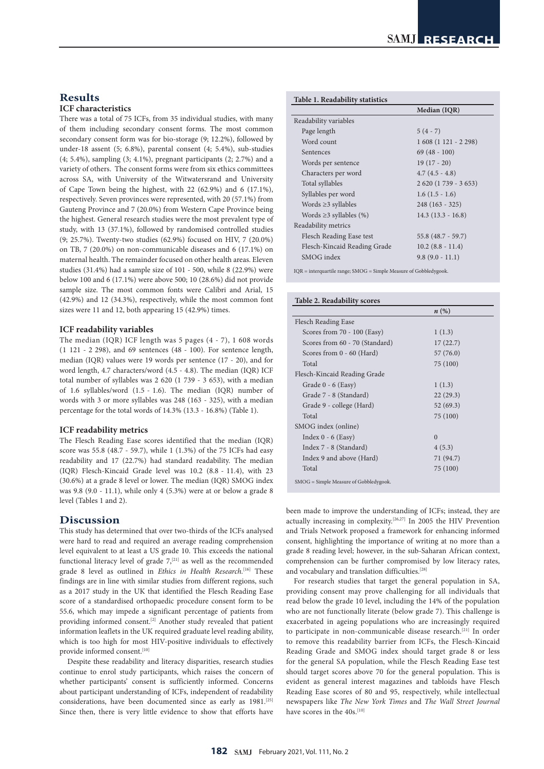## Results

### ICF characteristics

There was a total of 75 ICFs, from 35 individual studies, with many of them including secondary consent forms. The most common secondary consent form was for bio-storage (9; 12.2%), followed by under-18 assent (5; 6.8%), parental consent (4; 5.4%), sub-studies (4; 5.4%), sampling (3; 4.1%), pregnant participants (2; 2.7%) and a variety of others. The consent forms were from six ethics committees across SA, with University of the Witwatersrand and University of Cape Town being the highest, with 22 (62.9%) and 6 (17.1%), respectively. Seven provinces were represented, with 20 (57.1%) from Gauteng Province and 7 (20.0%) from Western Cape Province being the highest. General research studies were the most prevalent type of study, with 13 (37.1%), followed by randomised controlled studies (9; 25.7%). Twenty-two studies (62.9%) focused on HIV, 7 (20.0%) on TB, 7 (20.0%) on non-communicable diseases and 6 (17.1%) on maternal health. The remainder focused on other health areas. Eleven studies (31.4%) had a sample size of 101 - 500, while 8 (22.9%) were below 100 and 6 (17.1%) were above 500; 10 (28.6%) did not provide sample size. The most common fonts were Calibri and Arial, 15 (42.9%) and 12 (34.3%), respectively, while the most common font sizes were 11 and 12, both appearing 15 (42.9%) times.

### ICF readability variables

The median (IQR) ICF length was 5 pages (4 - 7), 1 608 words (1 121 - 2 298), and 69 sentences (48 - 100). For sentence length, median (IQR) values were 19 words per sentence (17 - 20), and for word length, 4.7 characters/word (4.5 - 4.8). The median (IQR) ICF total number of syllables was 2 620 (1 739 - 3 653), with a median of 1.6 syllables/word (1.5 - 1.6). The median (IQR) number of words with 3 or more syllables was 248 (163 - 325), with a median percentage for the total words of 14.3% (13.3 - 16.8%) (Table 1).

### ICF readability metrics

The Flesch Reading Ease scores identified that the median (IQR) score was 55.8 (48.7 - 59.7), while 1 (1.3%) of the 75 ICFs had easy readability and 17 (22.7%) had standard readability. The median (IQR) Flesch-Kincaid Grade level was 10.2 (8.8 - 11.4), with 23 (30.6%) at a grade 8 level or lower. The median (IQR) SMOG index was 9.8 (9.0 - 11.1), while only 4 (5.3%) were at or below a grade 8 level (Tables 1 and 2).

**Table 1. Readability statistics**

| | Median (IQR) |
|---|---|
| Readability variables | |
| Page length | 5 (4 - 7) |
| Word count | 1 608 (1 121 - 2 298) |
| Sentences | 69 (48 - 100) |
| Words per sentence | 19 (17 - 20) |
| Characters per word | 4.7 (4.5 - 4.8) |
| Total syllables | 2 620 (1 739 - 3 653) |
| Syllables per word | 1.6 (1.5 - 1.6) |
| Words ≥3 syllables | 248 (163 - 325) |
| Words ≥3 syllables (%) | 14.3 (13.3 - 16.8) |
| Readability metrics | |
| Flesch Reading Ease test | 55.8 (48.7 - 59.7) |
| Flesch-Kincaid Reading Grade | 10.2 (8.8 - 11.4) |
| SMOG index | 9.8 (9.0 - 11.1) |

IQR = interquartile range; SMOG = Simple Measure of Gobbledygook.

**Table 2. Readability scores**

| | *n* (%) |
|---|---|
| Flesch Reading Ease | |
| Scores from 70 - 100 (Easy) | 1 (1.3) |
| Scores from 60 - 70 (Standard) | 17 (22.7) |
| Scores from 0 - 60 (Hard) | 57 (76.0) |
| Total | 75 (100) |
| Flesch-Kincaid Reading Grade | |
| Grade 0 - 6 (Easy) | 1 (1.3) |
| Grade 7 - 8 (Standard) | 22 (29.3) |
| Grade 9 - college (Hard) | 52 (69.3) |
| Total | 75 (100) |
| SMOG index (online) | |
| Index 0 - 6 (Easy) | 0 |
| Index 7 - 8 (Standard) | 4 (5.3) |
| Index 9 and above (Hard) | 71 (94.7) |
| Total | 75 (100) |

SMOG = Simple Measure of Gobbledygook.

## Discussion

This study has determined that over two-thirds of the ICFs analysed were hard to read and required an average reading comprehension level equivalent to at least a US grade 10. This exceeds the national functional literacy level of grade 7,[21] as well as the recommended grade 8 level as outlined in *Ethics in Health Research*.[16] These findings are in line with similar studies from different regions, such as a 2017 study in the UK that identified the Flesch Reading Ease score of a standardised orthopaedic procedure consent form to be 55.6, which may impede a significant percentage of patients from providing informed consent.[2] Another study revealed that patient information leaflets in the UK required graduate level reading ability, which is too high for most HIV-positive individuals to effectively provide informed consent.[10]

Despite these readability and literacy disparities, research studies continue to enrol study participants, which raises the concern of whether participants' consent is sufficiently informed. Concerns about participant understanding of ICFs, independent of readability considerations, have been documented since as early as 1981.[25] Since then, there is very little evidence to show that efforts have been made to improve the understanding of ICFs; instead, they are actually increasing in complexity.[26,27] In 2005 the HIV Prevention and Trials Network proposed a framework for enhancing informed consent, highlighting the importance of writing at no more than a grade 8 reading level; however, in the sub-Saharan African context, comprehension can be further compromised by low literacy rates, and vocabulary and translation difficulties.[28]

For research studies that target the general population in SA, providing consent may prove challenging for all individuals that read below the grade 10 level, including the 14% of the population who are not functionally literate (below grade 7). This challenge is exacerbated in ageing populations who are increasingly required to participate in non-communicable disease research.[21] In order to remove this readability barrier from ICFs, the Flesch-Kincaid Reading Grade and SMOG index should target grade 8 or less for the general SA population, while the Flesch Reading Ease test should target scores above 70 for the general population. This is evident as general interest magazines and tabloids have Flesch Reading Ease scores of 80 and 95, respectively, while intellectual newspapers like *The New York Times* and *The Wall Street Journal* have scores in the 40s.[10]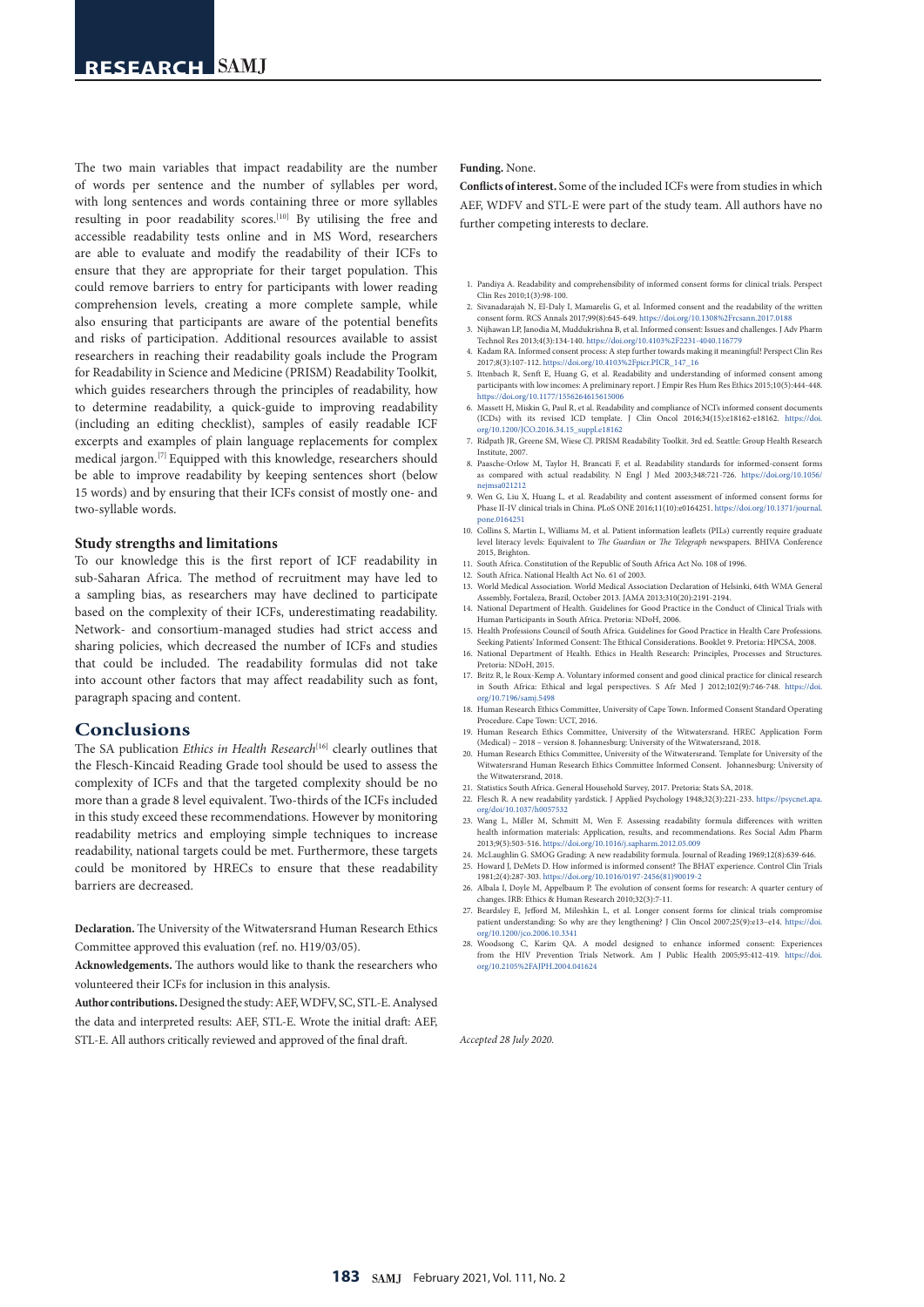The two main variables that impact readability are the number of words per sentence and the number of syllables per word, with long sentences and words containing three or more syllables resulting in poor readability scores.[10] By utilising the free and accessible readability tests online and in MS Word, researchers are able to evaluate and modify the readability of their ICFs to ensure that they are appropriate for their target population. This could remove barriers to entry for participants with lower reading comprehension levels, creating a more complete sample, while also ensuring that participants are aware of the potential benefits and risks of participation. Additional resources available to assist researchers in reaching their readability goals include the Program for Readability in Science and Medicine (PRISM) Readability Toolkit, which guides researchers through the principles of readability, how to determine readability, a quick-guide to improving readability (including an editing checklist), samples of easily readable ICF excerpts and examples of plain language replacements for complex medical jargon.[7] Equipped with this knowledge, researchers should be able to improve readability by keeping sentences short (below 15 words) and by ensuring that their ICFs consist of mostly one- and two-syllable words.

### Study strengths and limitations

To our knowledge this is the first report of ICF readability in sub-Saharan Africa. The method of recruitment may have led to a sampling bias, as researchers may have declined to participate based on the complexity of their ICFs, underestimating readability. Network- and consortium-managed studies had strict access and sharing policies, which decreased the number of ICFs and studies that could be included. The readability formulas did not take into account other factors that may affect readability such as font, paragraph spacing and content.

## Conclusions

The SA publication *Ethics in Health Research*[16] clearly outlines that the Flesch-Kincaid Reading Grade tool should be used to assess the complexity of ICFs and that the targeted complexity should be no more than a grade 8 level equivalent. Two-thirds of the ICFs included in this study exceed these recommendations. However by monitoring readability metrics and employing simple techniques to increase readability, national targets could be met. Furthermore, these targets could be monitored by HRECs to ensure that these readability barriers are decreased.

**Declaration.** The University of the Witwatersrand Human Research Ethics Committee approved this evaluation (ref. no. H19/03/05).

**Acknowledgements.** The authors would like to thank the researchers who volunteered their ICFs for inclusion in this analysis.

**Author contributions.** Designed the study: AEF, WDFV, SC, STL-E. Analysed the data and interpreted results: AEF, STL-E. Wrote the initial draft: AEF, STL-E. All authors critically reviewed and approved of the final draft.

**Funding.** None.

**Conflicts of interest.** Some of the included ICFs were from studies in which AEF, WDFV and STL-E were part of the study team. All authors have no further competing interests to declare.

1. Pandiya A. Readability and comprehensibility of informed consent forms for clinical trials. Perspect Clin Res 2010;1(3):98-100.
2. Sivanadarajah N, El-Daly I, Mamarelis G, et al. Informed consent and the readability of the written consent form. RCS Annals 2017;99(8):645-649. https://doi.org/10.1308%2Frcsann.2017.0188
3. Nijhawan LP, Janodia M, Muddukrishna B, et al. Informed consent: Issues and challenges. J Adv Pharm Technol Res 2013;4(3):134-140. https://doi.org/10.4103%2F2231-4040.116779
4. Kadam RA. Informed consent process: A step further towards making it meaningful! Perspect Clin Res 2017;8(3):107-112. https://doi.org/10.4103%2Fpicr.PICR_147_16
5. Ittenbach R, Senft E, Huang G, et al. Readability and understanding of informed consent among participants with low incomes: A preliminary report. J Empir Res Hum Res Ethics 2015;10(5):444-448. https://doi.org/10.1177/1556264615615006
6. Massett H, Miskin G, Paul R, et al. Readability and compliance of NCI's informed consent documents (ICDs) with its revised ICD template. J Clin Oncol 2016;34(15):e18162-e18162. https://doi.org/10.1200/JCO.2016.34.15_suppl.e18162
7. Ridpath JR, Greene SM, Wiese CJ. PRISM Readability Toolkit. 3rd ed. Seattle: Group Health Research Institute, 2007.
8. Paasche-Orlow M, Taylor H, Brancati F, et al. Readability standards for informed-consent forms as compared with actual readability. N Engl J Med 2003;348:721-726. https://doi.org/10.1056/nejmsa021212
9. Wen G, Liu X, Huang L, et al. Readability and content assessment of informed consent forms for Phase II-IV clinical trials in China. PLoS ONE 2016;11(10):e0164251. https://doi.org/10.1371/journal.pone.0164251
10. Collins S, Martin L, Williams M, et al. Patient information leaflets (PILs) currently require graduate level literacy levels: Equivalent to *The Guardian* or *The Telegraph* newspapers. BHIVA Conference 2015, Brighton.
11. South Africa. Constitution of the Republic of South Africa Act No. 108 of 1996.
12. South Africa. National Health Act No. 61 of 2003.
13. World Medical Association. World Medical Association Declaration of Helsinki, 64th WMA General Assembly, Fortaleza, Brazil, October 2013. JAMA 2013;310(20):2191-2194.
14. National Department of Health. Guidelines for Good Practice in the Conduct of Clinical Trials with Human Participants in South Africa. Pretoria: NDoH, 2006.
15. Health Professions Council of South Africa. Guidelines for Good Practice in Health Care Professions. Seeking Patients' Informed Consent: The Ethical Considerations. Booklet 9. Pretoria: HPCSA, 2008.
16. National Department of Health. Ethics in Health Research: Principles, Processes and Structures. Pretoria: NDoH, 2015.
17. Britz R, le Roux-Kemp A. Voluntary informed consent and good clinical practice for clinical research in South Africa: Ethical and legal perspectives. S Afr Med J 2012;102(9):746-748. https://doi.org/10.7196/samj.5498
18. Human Research Ethics Committee, University of Cape Town. Informed Consent Standard Operating Procedure. Cape Town: UCT, 2016.
19. Human Research Ethics Committee, University of the Witwatersrand. HREC Application Form (Medical) – 2018 – version 8. Johannesburg: University of the Witwatersrand, 2018.
20. Human Research Ethics Committee, University of the Witwatersrand. Template for University of the Witwatersrand Human Research Ethics Committee Informed Consent. Johannesburg: University of the Witwatersrand, 2018.
21. Statistics South Africa. General Household Survey, 2017. Pretoria: Stats SA, 2018.
22. Flesch R. A new readability yardstick. J Applied Psychology 1948;32(3):221-233. https://psycnet.apa.org/doi/10.1037/h0057532
23. Wang L, Miller M, Schmitt M, Wen F. Assessing readability formula differences with written health information materials: Application, results, and recommendations. Res Social Adm Pharm 2013;9(5):503-516. https://doi.org/10.1016/j.sapharm.2012.05.009
24. McLaughlin G. SMOG Grading: A new readability formula. Journal of Reading 1969;12(8):639-646.
25. Howard J, DeMets D. How informed is informed consent? The BHAT experience. Control Clin Trials 1981;2(4):287-303. https://doi.org/10.1016/0197-2456(81)90019-2
26. Albala I, Doyle M, Appelbaum P. The evolution of consent forms for research: A quarter century of changes. IRB: Ethics & Human Research 2010;32(3):7-11.
27. Beardsley E, Jefford M, Mileshkin L, et al. Longer consent forms for clinical trials compromise patient understanding: So why are they lengthening? J Clin Oncol 2007;25(9):e13–e14. https://doi.org/10.1200/jco.2006.10.3341
28. Woodsong C, Karim QA. A model designed to enhance informed consent: Experiences from the HIV Prevention Trials Network. Am J Public Health 2005;95:412-419. https://doi.org/10.2105%2FAJPH.2004.041624

*Accepted 28 July 2020.*